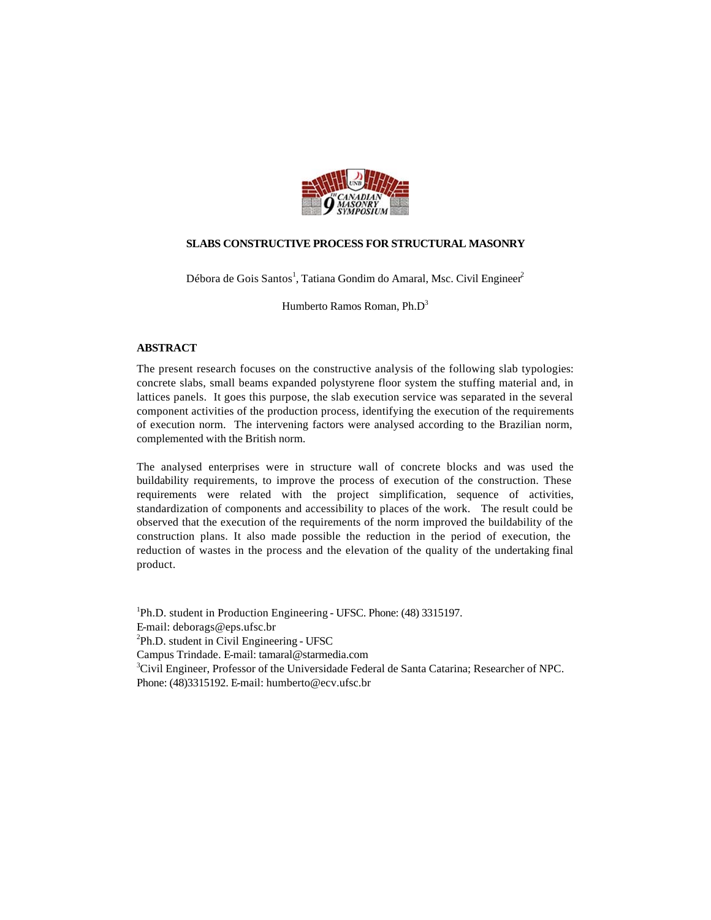# SLABS CONSTRUCTIVE PROCESS FOR STRUCTURAL MASONRY

Débora de Gois Santos[1], Tatiana Gondim do Amaral, Msc. Civil Engineer[2]

Humberto Ramos Roman, Ph.D[3]

## ABSTRACT

The present research focuses on the constructive analysis of the following slab typologies: concrete slabs, small beams expanded polystyrene floor system the stuffing material and, in lattices panels. It goes this purpose, the slab execution service was separated in the several component activities of the production process, identifying the execution of the requirements of execution norm. The intervening factors were analysed according to the Brazilian norm, complemented with the British norm.

The analysed enterprises were in structure wall of concrete blocks and was used the buildability requirements, to improve the process of execution of the construction. These requirements were related with the project simplification, sequence of activities, standardization of components and accessibility to places of the work. The result could be observed that the execution of the requirements of the norm improved the buildability of the construction plans. It also made possible the reduction in the period of execution, the reduction of wastes in the process and the elevation of the quality of the undertaking final product.

[1]Ph.D. student in Production Engineering - UFSC. Phone: (48) 3315197.
E-mail: deborags@eps.ufsc.br
[2]Ph.D. student in Civil Engineering - UFSC
Campus Trindade. E-mail: tamaral@starmedia.com
[3]Civil Engineer, Professor of the Universidade Federal de Santa Catarina; Researcher of NPC.
Phone: (48)3315192. E-mail: humberto@ecv.ufsc.br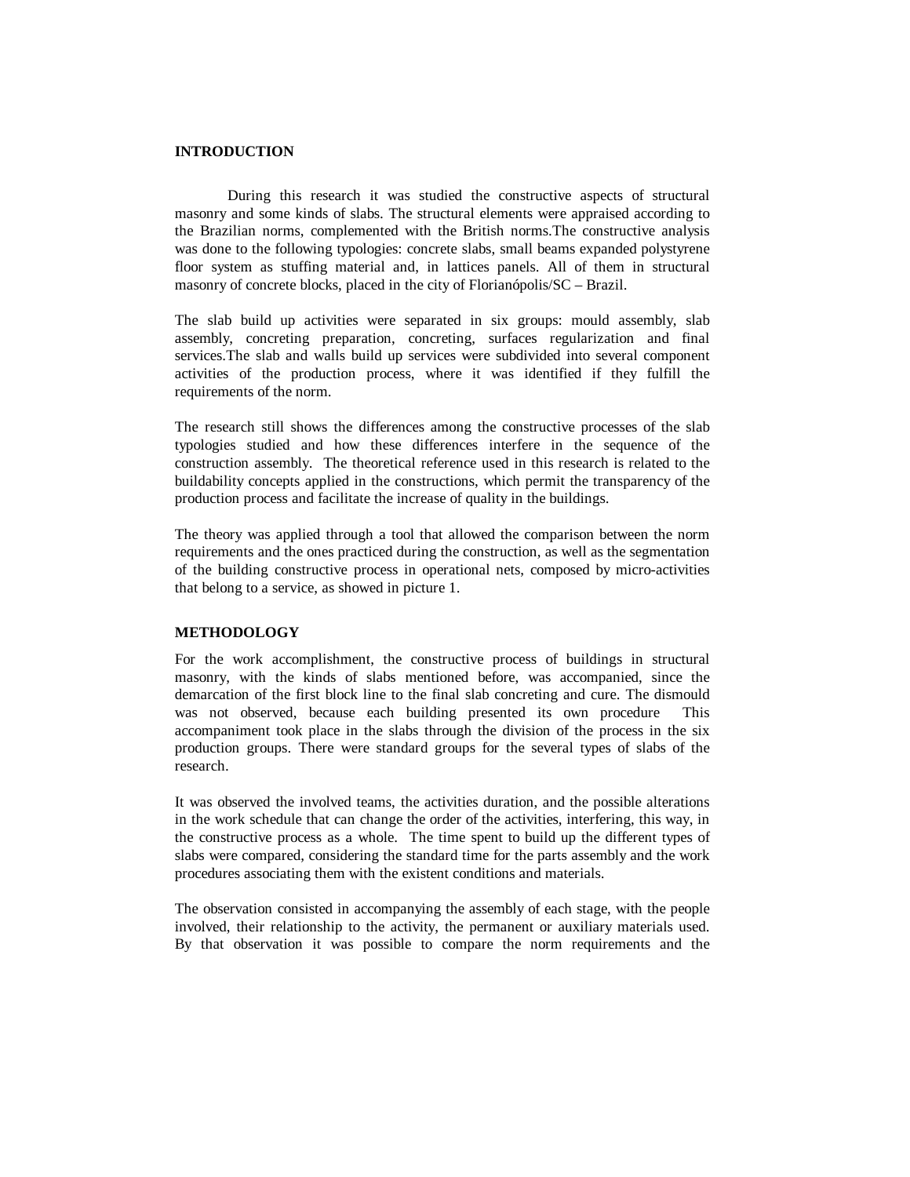## INTRODUCTION

During this research it was studied the constructive aspects of structural masonry and some kinds of slabs. The structural elements were appraised according to the Brazilian norms, complemented with the British norms.The constructive analysis was done to the following typologies: concrete slabs, small beams expanded polystyrene floor system as stuffing material and, in lattices panels. All of them in structural masonry of concrete blocks, placed in the city of Florianópolis/SC – Brazil.

The slab build up activities were separated in six groups: mould assembly, slab assembly, concreting preparation, concreting, surfaces regularization and final services.The slab and walls build up services were subdivided into several component activities of the production process, where it was identified if they fulfill the requirements of the norm.

The research still shows the differences among the constructive processes of the slab typologies studied and how these differences interfere in the sequence of the construction assembly. The theoretical reference used in this research is related to the buildability concepts applied in the constructions, which permit the transparency of the production process and facilitate the increase of quality in the buildings.

The theory was applied through a tool that allowed the comparison between the norm requirements and the ones practiced during the construction, as well as the segmentation of the building constructive process in operational nets, composed by micro-activities that belong to a service, as showed in picture 1.

## METHODOLOGY

For the work accomplishment, the constructive process of buildings in structural masonry, with the kinds of slabs mentioned before, was accompanied, since the demarcation of the first block line to the final slab concreting and cure. The dismould was not observed, because each building presented its own procedure This accompaniment took place in the slabs through the division of the process in the six production groups. There were standard groups for the several types of slabs of the research.

It was observed the involved teams, the activities duration, and the possible alterations in the work schedule that can change the order of the activities, interfering, this way, in the constructive process as a whole. The time spent to build up the different types of slabs were compared, considering the standard time for the parts assembly and the work procedures associating them with the existent conditions and materials.

The observation consisted in accompanying the assembly of each stage, with the people involved, their relationship to the activity, the permanent or auxiliary materials used. By that observation it was possible to compare the norm requirements and the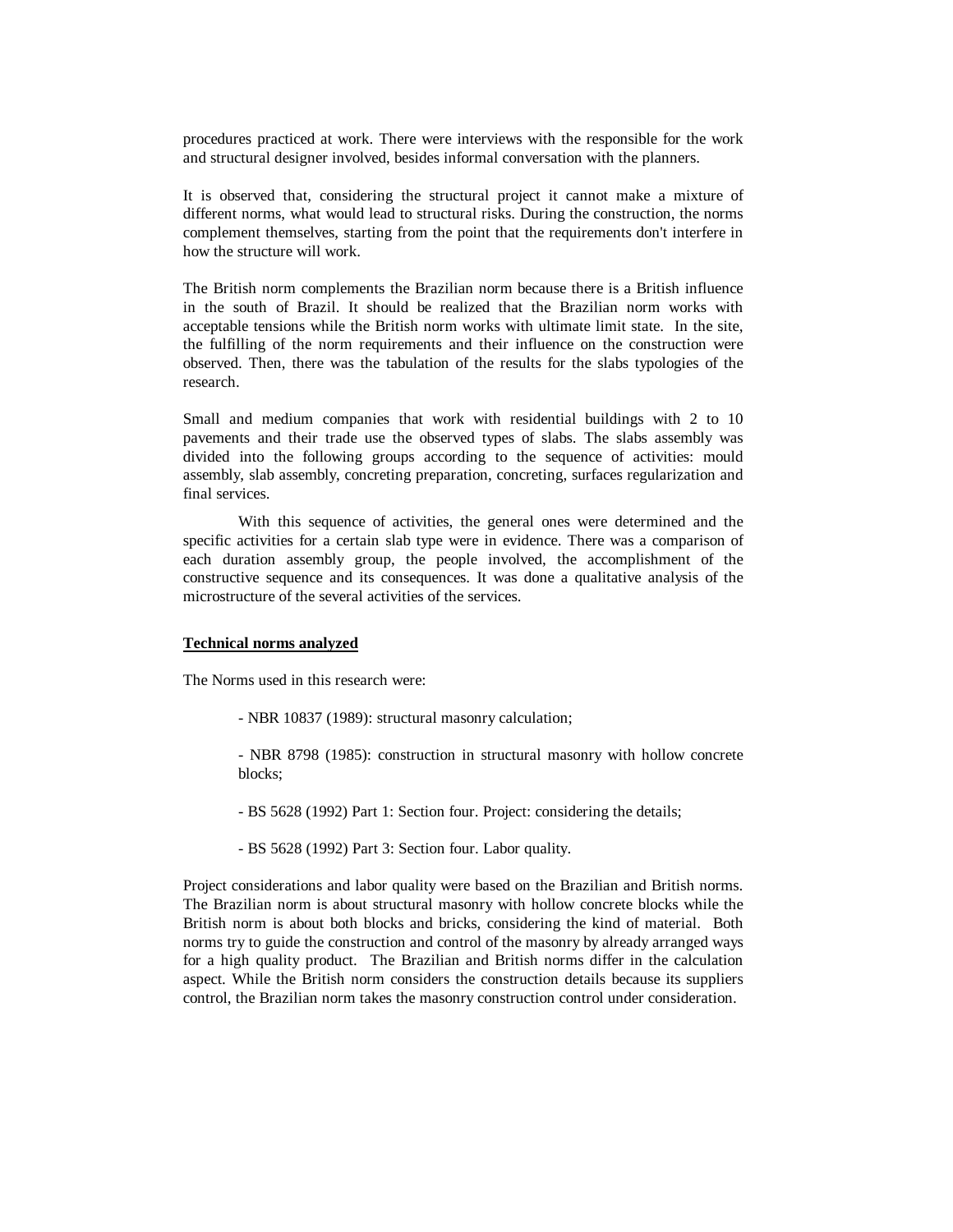procedures practiced at work. There were interviews with the responsible for the work and structural designer involved, besides informal conversation with the planners.

It is observed that, considering the structural project it cannot make a mixture of different norms, what would lead to structural risks. During the construction, the norms complement themselves, starting from the point that the requirements don't interfere in how the structure will work.

The British norm complements the Brazilian norm because there is a British influence in the south of Brazil. It should be realized that the Brazilian norm works with acceptable tensions while the British norm works with ultimate limit state. In the site, the fulfilling of the norm requirements and their influence on the construction were observed. Then, there was the tabulation of the results for the slabs typologies of the research.

Small and medium companies that work with residential buildings with 2 to 10 pavements and their trade use the observed types of slabs. The slabs assembly was divided into the following groups according to the sequence of activities: mould assembly, slab assembly, concreting preparation, concreting, surfaces regularization and final services.

With this sequence of activities, the general ones were determined and the specific activities for a certain slab type were in evidence. There was a comparison of each duration assembly group, the people involved, the accomplishment of the constructive sequence and its consequences. It was done a qualitative analysis of the microstructure of the several activities of the services.

**Technical norms analyzed**

The Norms used in this research were:

- NBR 10837 (1989): structural masonry calculation;

- NBR 8798 (1985): construction in structural masonry with hollow concrete blocks;

- BS 5628 (1992) Part 1: Section four. Project: considering the details;

- BS 5628 (1992) Part 3: Section four. Labor quality.

Project considerations and labor quality were based on the Brazilian and British norms. The Brazilian norm is about structural masonry with hollow concrete blocks while the British norm is about both blocks and bricks, considering the kind of material. Both norms try to guide the construction and control of the masonry by already arranged ways for a high quality product. The Brazilian and British norms differ in the calculation aspect. While the British norm considers the construction details because its suppliers control, the Brazilian norm takes the masonry construction control under consideration.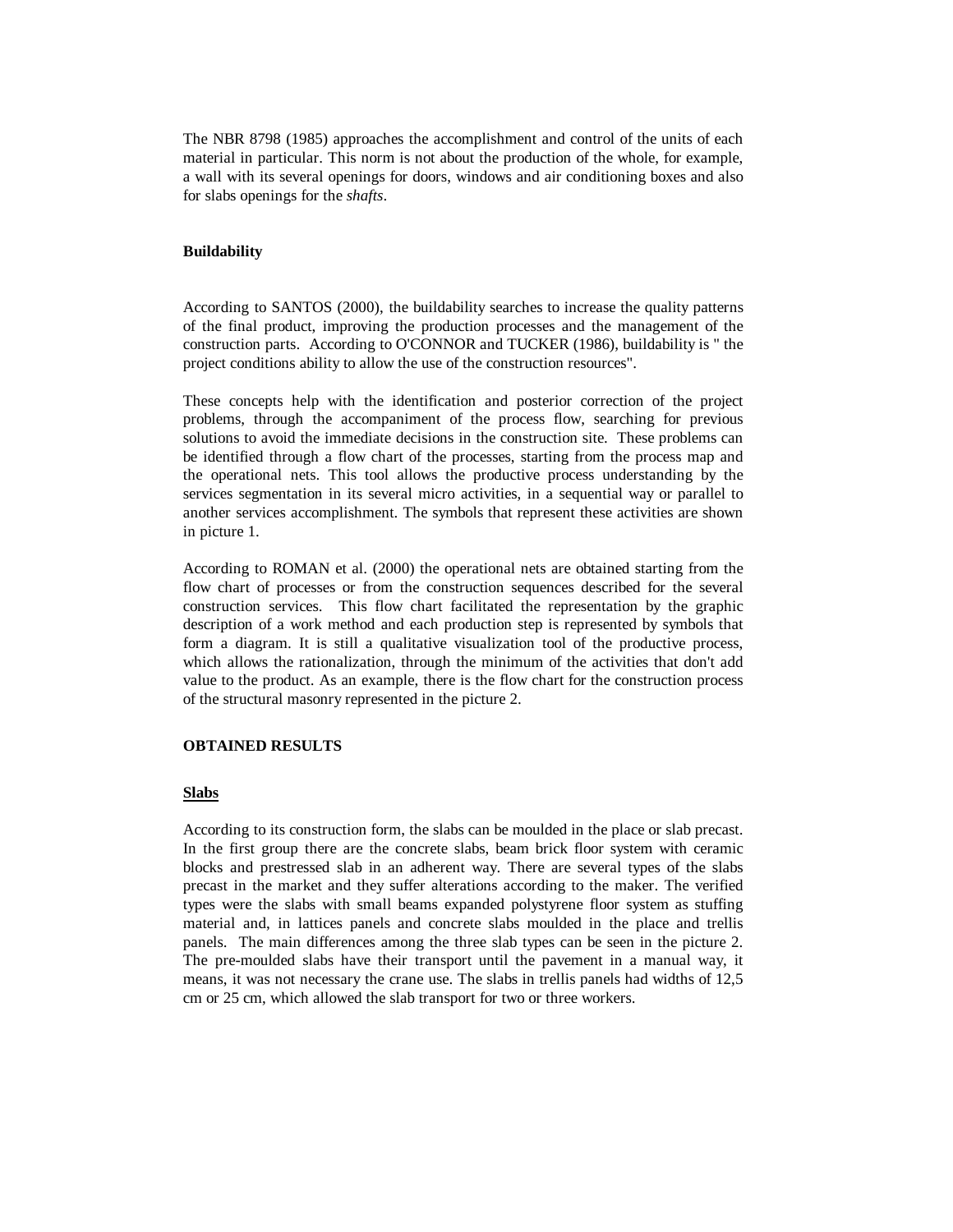The NBR 8798 (1985) approaches the accomplishment and control of the units of each material in particular. This norm is not about the production of the whole, for example, a wall with its several openings for doors, windows and air conditioning boxes and also for slabs openings for the *shafts*.

**Buildability**

According to SANTOS (2000), the buildability searches to increase the quality patterns of the final product, improving the production processes and the management of the construction parts. According to O'CONNOR and TUCKER (1986), buildability is " the project conditions ability to allow the use of the construction resources".

These concepts help with the identification and posterior correction of the project problems, through the accompaniment of the process flow, searching for previous solutions to avoid the immediate decisions in the construction site. These problems can be identified through a flow chart of the processes, starting from the process map and the operational nets. This tool allows the productive process understanding by the services segmentation in its several micro activities, in a sequential way or parallel to another services accomplishment. The symbols that represent these activities are shown in picture 1.

According to ROMAN et al. (2000) the operational nets are obtained starting from the flow chart of processes or from the construction sequences described for the several construction services. This flow chart facilitated the representation by the graphic description of a work method and each production step is represented by symbols that form a diagram. It is still a qualitative visualization tool of the productive process, which allows the rationalization, through the minimum of the activities that don't add value to the product. As an example, there is the flow chart for the construction process of the structural masonry represented in the picture 2.

**OBTAINED RESULTS**

**<u>Slabs</u>**

According to its construction form, the slabs can be moulded in the place or slab precast. In the first group there are the concrete slabs, beam brick floor system with ceramic blocks and prestressed slab in an adherent way. There are several types of the slabs precast in the market and they suffer alterations according to the maker. The verified types were the slabs with small beams expanded polystyrene floor system as stuffing material and, in lattices panels and concrete slabs moulded in the place and trellis panels. The main differences among the three slab types can be seen in the picture 2. The pre-moulded slabs have their transport until the pavement in a manual way, it means, it was not necessary the crane use. The slabs in trellis panels had widths of 12,5 cm or 25 cm, which allowed the slab transport for two or three workers.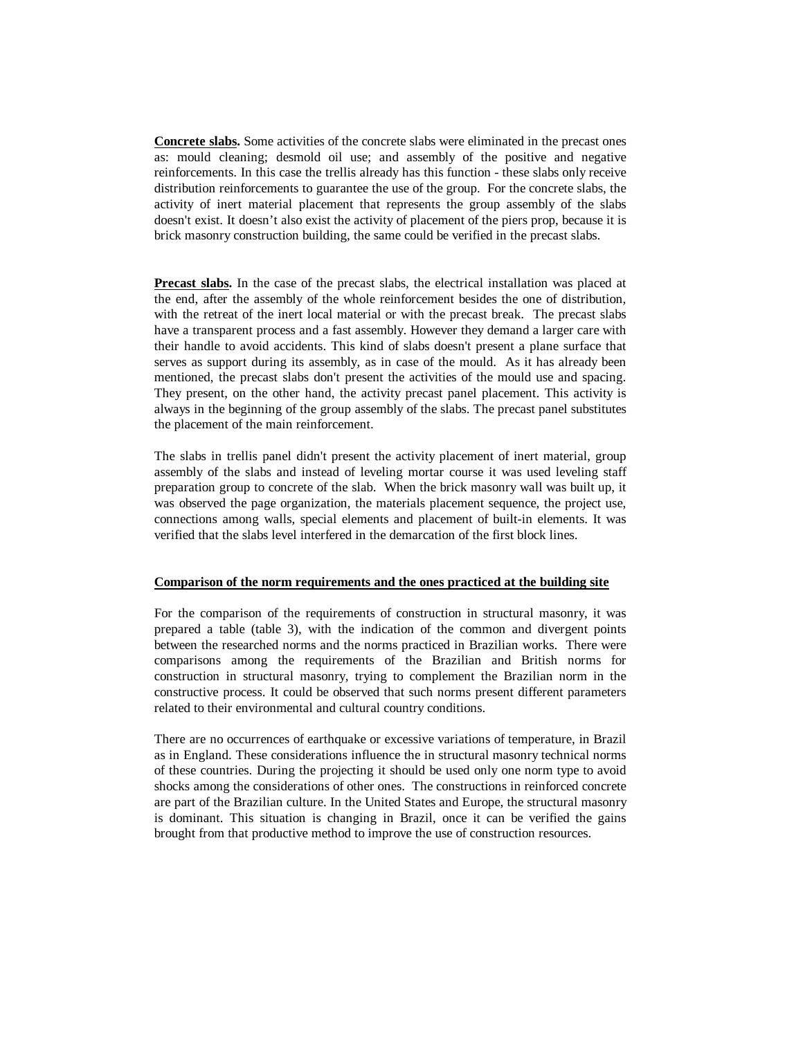**Concrete slabs.** Some activities of the concrete slabs were eliminated in the precast ones as: mould cleaning; desmold oil use; and assembly of the positive and negative reinforcements. In this case the trellis already has this function - these slabs only receive distribution reinforcements to guarantee the use of the group. For the concrete slabs, the activity of inert material placement that represents the group assembly of the slabs doesn't exist. It doesn’t also exist the activity of placement of the piers prop, because it is brick masonry construction building, the same could be verified in the precast slabs.

**Precast slabs.** In the case of the precast slabs, the electrical installation was placed at the end, after the assembly of the whole reinforcement besides the one of distribution, with the retreat of the inert local material or with the precast break. The precast slabs have a transparent process and a fast assembly. However they demand a larger care with their handle to avoid accidents. This kind of slabs doesn't present a plane surface that serves as support during its assembly, as in case of the mould. As it has already been mentioned, the precast slabs don't present the activities of the mould use and spacing. They present, on the other hand, the activity precast panel placement. This activity is always in the beginning of the group assembly of the slabs. The precast panel substitutes the placement of the main reinforcement.

The slabs in trellis panel didn't present the activity placement of inert material, group assembly of the slabs and instead of leveling mortar course it was used leveling staff preparation group to concrete of the slab. When the brick masonry wall was built up, it was observed the page organization, the materials placement sequence, the project use, connections among walls, special elements and placement of built-in elements. It was verified that the slabs level interfered in the demarcation of the first block lines.

## Comparison of the norm requirements and the ones practiced at the building site

For the comparison of the requirements of construction in structural masonry, it was prepared a table (table 3), with the indication of the common and divergent points between the researched norms and the norms practiced in Brazilian works. There were comparisons among the requirements of the Brazilian and British norms for construction in structural masonry, trying to complement the Brazilian norm in the constructive process. It could be observed that such norms present different parameters related to their environmental and cultural country conditions.

There are no occurrences of earthquake or excessive variations of temperature, in Brazil as in England. These considerations influence the in structural masonry technical norms of these countries. During the projecting it should be used only one norm type to avoid shocks among the considerations of other ones. The constructions in reinforced concrete are part of the Brazilian culture. In the United States and Europe, the structural masonry is dominant. This situation is changing in Brazil, once it can be verified the gains brought from that productive method to improve the use of construction resources.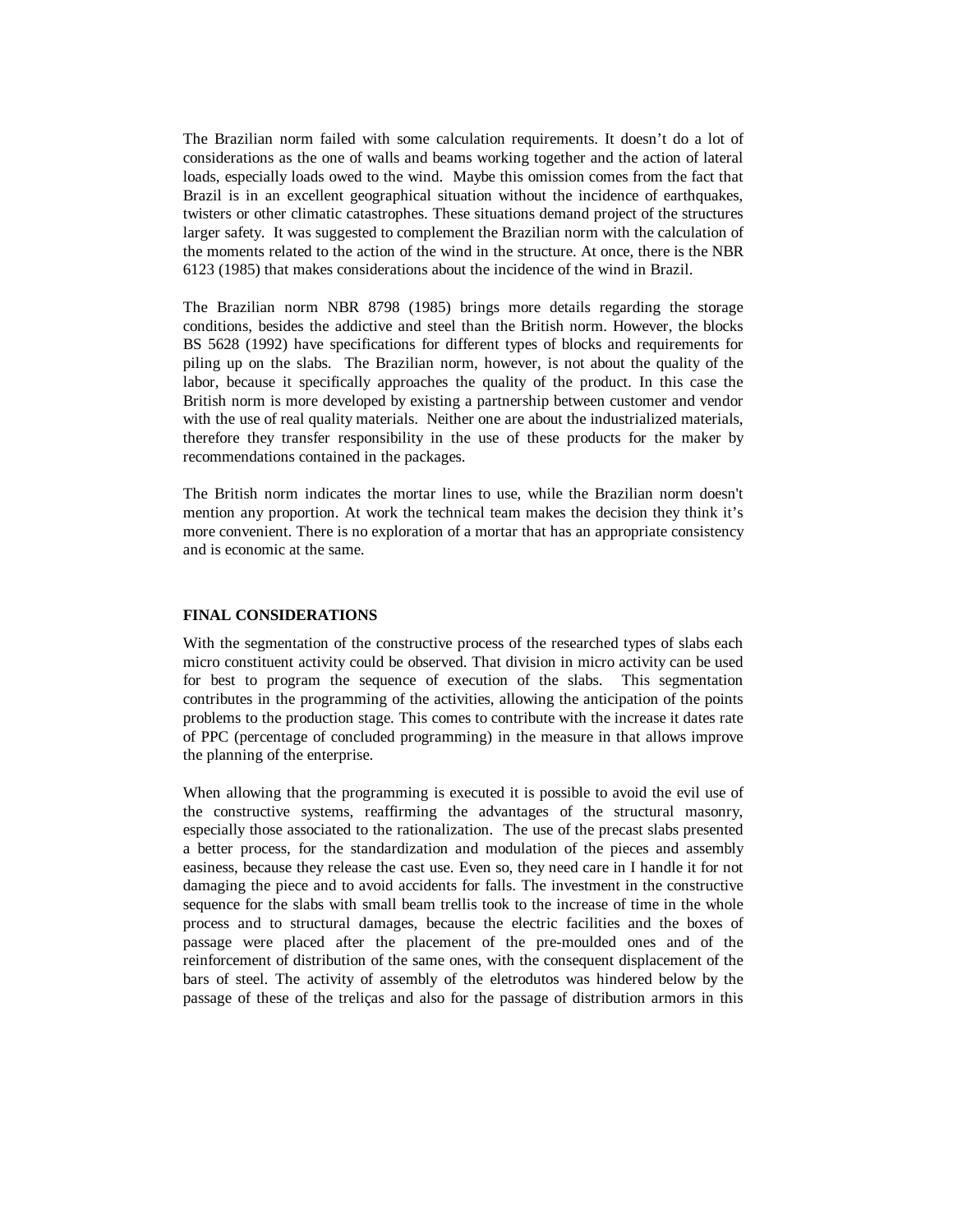The Brazilian norm failed with some calculation requirements. It doesn't do a lot of considerations as the one of walls and beams working together and the action of lateral loads, especially loads owed to the wind. Maybe this omission comes from the fact that Brazil is in an excellent geographical situation without the incidence of earthquakes, twisters or other climatic catastrophes. These situations demand project of the structures larger safety. It was suggested to complement the Brazilian norm with the calculation of the moments related to the action of the wind in the structure. At once, there is the NBR 6123 (1985) that makes considerations about the incidence of the wind in Brazil.

The Brazilian norm NBR 8798 (1985) brings more details regarding the storage conditions, besides the addictive and steel than the British norm. However, the blocks BS 5628 (1992) have specifications for different types of blocks and requirements for piling up on the slabs. The Brazilian norm, however, is not about the quality of the labor, because it specifically approaches the quality of the product. In this case the British norm is more developed by existing a partnership between customer and vendor with the use of real quality materials. Neither one are about the industrialized materials, therefore they transfer responsibility in the use of these products for the maker by recommendations contained in the packages.

The British norm indicates the mortar lines to use, while the Brazilian norm doesn't mention any proportion. At work the technical team makes the decision they think it's more convenient. There is no exploration of a mortar that has an appropriate consistency and is economic at the same.

**FINAL CONSIDERATIONS**

With the segmentation of the constructive process of the researched types of slabs each micro constituent activity could be observed. That division in micro activity can be used for best to program the sequence of execution of the slabs. This segmentation contributes in the programming of the activities, allowing the anticipation of the points problems to the production stage. This comes to contribute with the increase it dates rate of PPC (percentage of concluded programming) in the measure in that allows improve the planning of the enterprise.

When allowing that the programming is executed it is possible to avoid the evil use of the constructive systems, reaffirming the advantages of the structural masonry, especially those associated to the rationalization. The use of the precast slabs presented a better process, for the standardization and modulation of the pieces and assembly easiness, because they release the cast use. Even so, they need care in I handle it for not damaging the piece and to avoid accidents for falls. The investment in the constructive sequence for the slabs with small beam trellis took to the increase of time in the whole process and to structural damages, because the electric facilities and the boxes of passage were placed after the placement of the pre-moulded ones and of the reinforcement of distribution of the same ones, with the consequent displacement of the bars of steel. The activity of assembly of the eletrodutos was hindered below by the passage of these of the treliças and also for the passage of distribution armors in this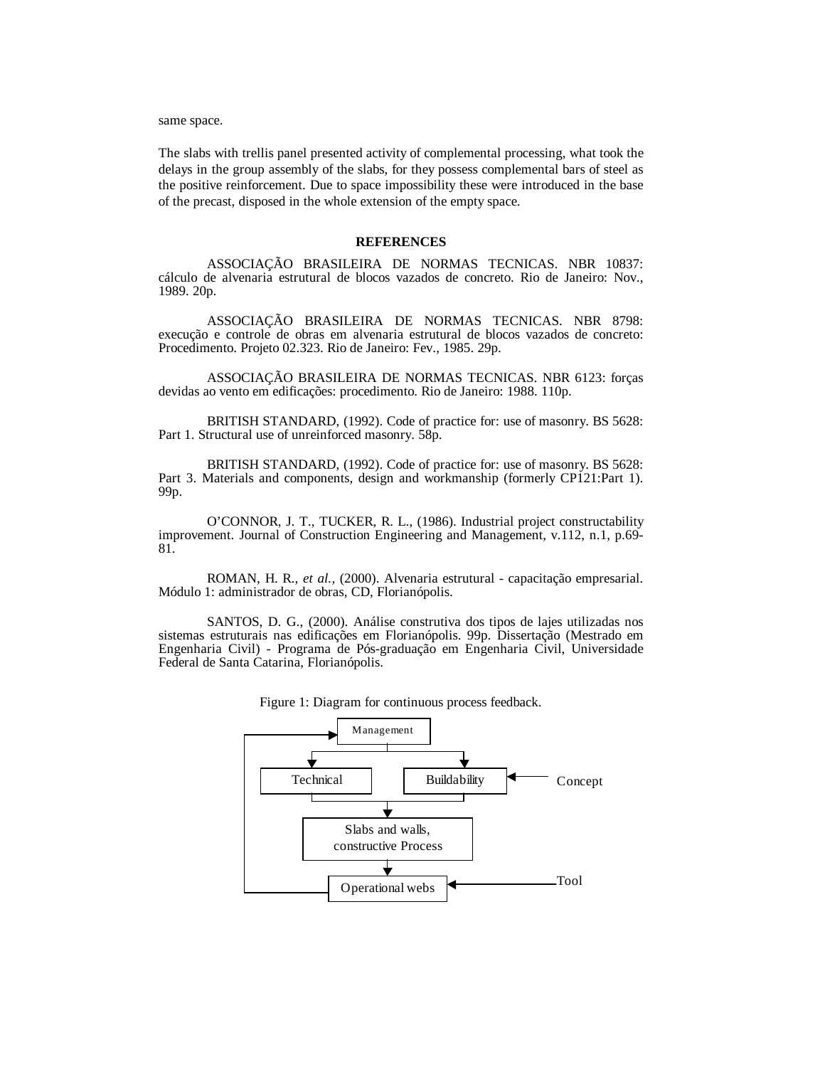same space.

The slabs with trellis panel presented activity of complemental processing, what took the delays in the group assembly of the slabs, for they possess complemental bars of steel as the positive reinforcement. Due to space impossibility these were introduced in the base of the precast, disposed in the whole extension of the empty space.

## REFERENCES

ASSOCIAÇÃO BRASILEIRA DE NORMAS TECNICAS. NBR 10837: cálculo de alvenaria estrutural de blocos vazados de concreto. Rio de Janeiro: Nov., 1989. 20p.

ASSOCIAÇÃO BRASILEIRA DE NORMAS TECNICAS. NBR 8798: execução e controle de obras em alvenaria estrutural de blocos vazados de concreto: Procedimento. Projeto 02.323. Rio de Janeiro: Fev., 1985. 29p.

ASSOCIAÇÃO BRASILEIRA DE NORMAS TECNICAS. NBR 6123: forças devidas ao vento em edificações: procedimento. Rio de Janeiro: 1988. 110p.

BRITISH STANDARD, (1992). Code of practice for: use of masonry. BS 5628: Part 1. Structural use of unreinforced masonry. 58p.

BRITISH STANDARD, (1992). Code of practice for: use of masonry. BS 5628: Part 3. Materials and components, design and workmanship (formerly CP121:Part 1). 99p.

O'CONNOR, J. T., TUCKER, R. L., (1986). Industrial project constructability improvement. Journal of Construction Engineering and Management, v.112, n.1, p.69-81.

ROMAN, H. R., *et al.,* (2000). Alvenaria estrutural - capacitação empresarial. Módulo 1: administrador de obras, CD, Florianópolis.

SANTOS, D. G., (2000). Análise construtiva dos tipos de lajes utilizadas nos sistemas estruturais nas edificações em Florianópolis. 99p. Dissertação (Mestrado em Engenharia Civil) - Programa de Pós-graduação em Engenharia Civil, Universidade Federal de Santa Catarina, Florianópolis.

Figure 1: Diagram for continuous process feedback.

Management

Technical

Buildability

Concept

Slabs and walls, constructive Process

Operational webs

Tool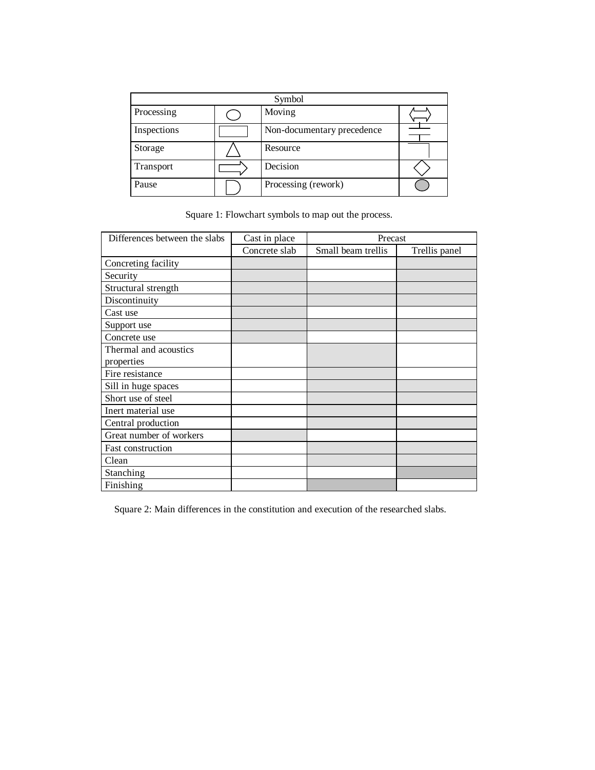| Symbol | | | |
|---|---|---|---|
| Processing | ○ | Moving | ⇔ |
| Inspections | ▭ | Non-documentary precedence | ┼ |
| Storage | △ | Resource | ┐ |
| Transport | ⇨ | Decision | ◇ |
| Pause | ◗ | Processing (rework) | ● |

Square 1: Flowchart symbols to map out the process.

| Differences between the slabs | Cast in place | Precast | |
|---|---|---|---|
| | Concrete slab | Small beam trellis | Trellis panel |
| Concreting facility | ■ | | ■ |
| Security | ■ | | ■ |
| Structural strength | ■ | ■ | ■ |
| Discontinuity | ■ | ■ | ■ |
| Cast use | ■ | | |
| Support use | ■ | ■ | ■ |
| Concrete use | ■ | | |
| Thermal and acoustics properties | | ■ | |
| Fire resistance | | ■ | |
| Sill in huge spaces | | ■ | ■ |
| Short use of steel | | ■ | ■ |
| Inert material use | | ■ | |
| Central production | | ■ | ■ |
| Great number of workers | ■ | | |
| Fast construction | | ■ | ■ |
| Clean | | ■ | ■ |
| Stanching | | | ■ |
| Finishing | | ■ | |

Square 2: Main differences in the constitution and execution of the researched slabs.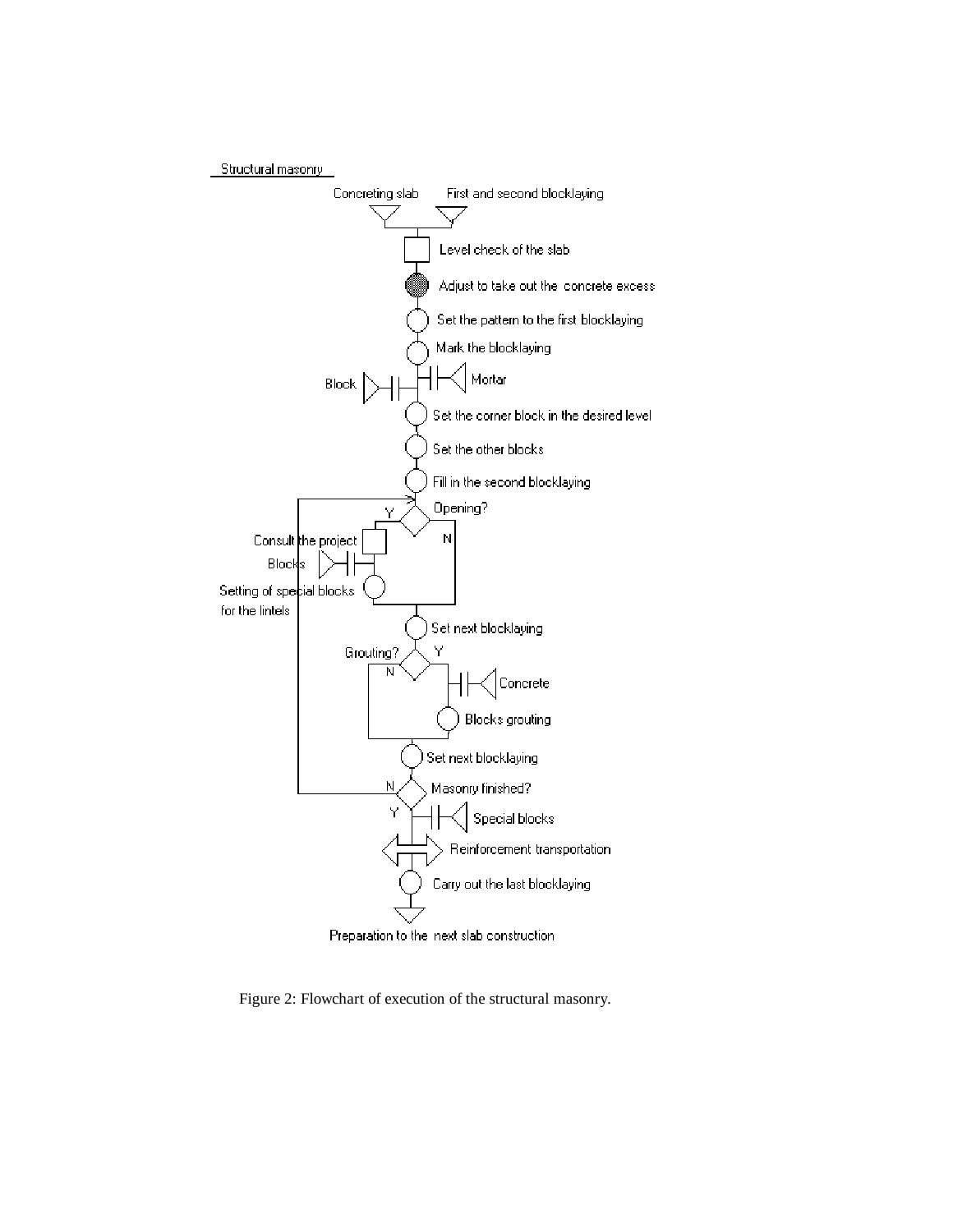Structural masonry

Concreting slab

First and second blocklaying

Level check of the slab

Adjust to take out the concrete excess

Set the pattern to the first blocklaying

Mark the blocklaying

Block

Mortar

Set the corner block in the desired level

Set the other blocks

Fill in the second blocklaying

Opening?

Y

N

Consult the project

Blocks

Setting of special blocks for the lintels

Set next blocklaying

Grouting?

Y

N

Concrete

Blocks grouting

Set next blocklaying

Masonry finished?

N

Y

Special blocks

Reinforcement transportation

Carry out the last blocklaying

Preparation to the next slab construction

Figure 2: Flowchart of execution of the structural masonry.